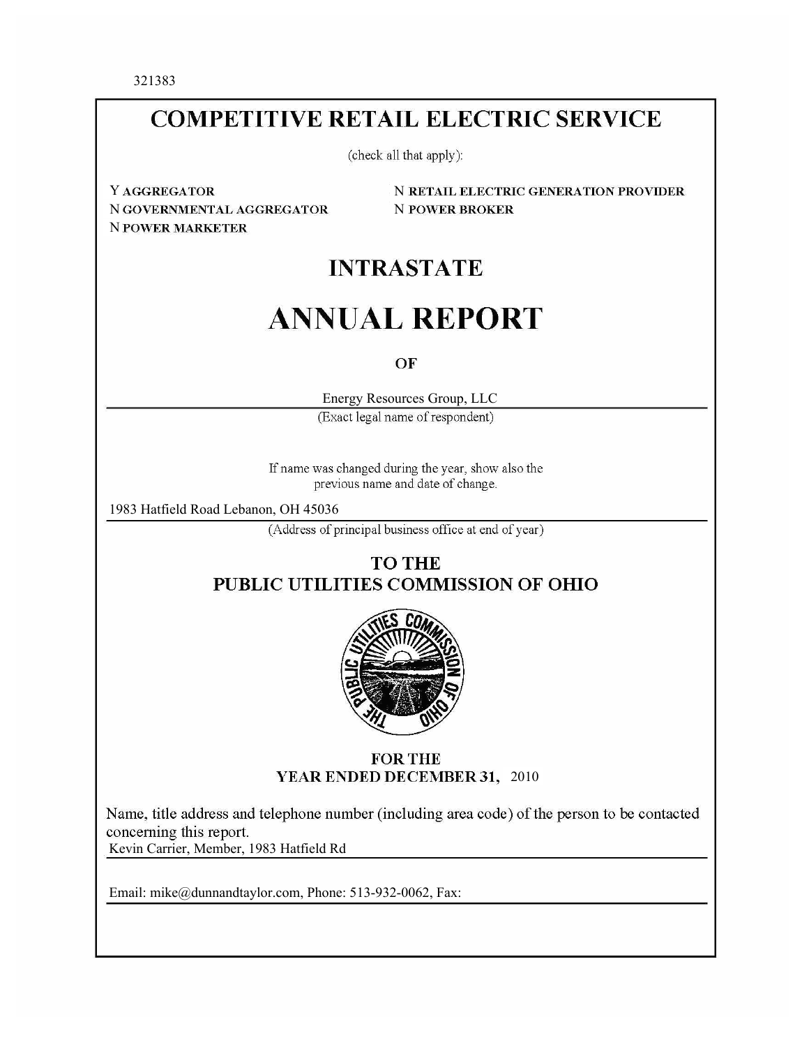321383

# COMPETITIVE RETAIL ELECTRIC SERVICE

(check all that apply):

Y **AGGREGATOR**
N **GOVERNMENTAL AGGREGATOR**
N **POWER MARKETER**
N **RETAIL ELECTRIC GENERATION PROVIDER**
N **POWER BROKER**

## INTRASTATE

# ANNUAL REPORT

**OF**

Energy Resources Group, LLC
(Exact legal name of respondent)

If name was changed during the year, show also the previous name and date of change.

1983 Hatfield Road Lebanon, OH 45036
(Address of principal business office at end of year)

## TO THE PUBLIC UTILITIES COMMISSION OF OHIO

**FOR THE**
**YEAR ENDED DECEMBER 31,** 2010

Name, title address and telephone number (including area code) of the person to be contacted concerning this report.
Kevin Carrier, Member, 1983 Hatfield Rd

Email: mike@dunnandtaylor.com, Phone: 513-932-0062, Fax: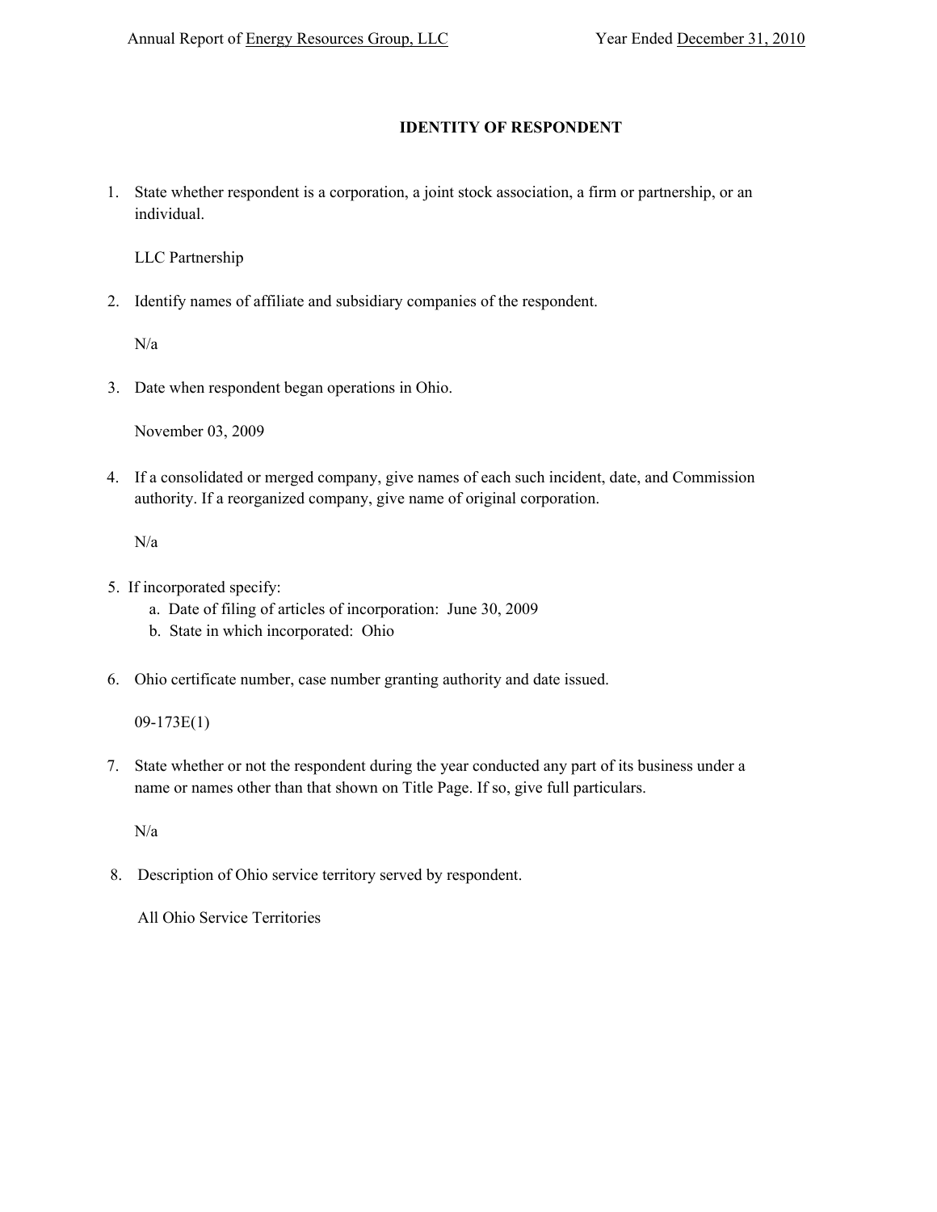# IDENTITY OF RESPONDENT

1. State whether respondent is a corporation, a joint stock association, a firm or partnership, or an individual.

   LLC Partnership

2. Identify names of affiliate and subsidiary companies of the respondent.

   N/a

3. Date when respondent began operations in Ohio.

   November 03, 2009

4. If a consolidated or merged company, give names of each such incident, date, and Commission authority. If a reorganized company, give name of original corporation.

   N/a

5. If incorporated specify:
   a. Date of filing of articles of incorporation: June 30, 2009
   b. State in which incorporated: Ohio

6. Ohio certificate number, case number granting authority and date issued.

   09-173E(1)

7. State whether or not the respondent during the year conducted any part of its business under a name or names other than that shown on Title Page. If so, give full particulars.

   N/a

8. Description of Ohio service territory served by respondent.

   All Ohio Service Territories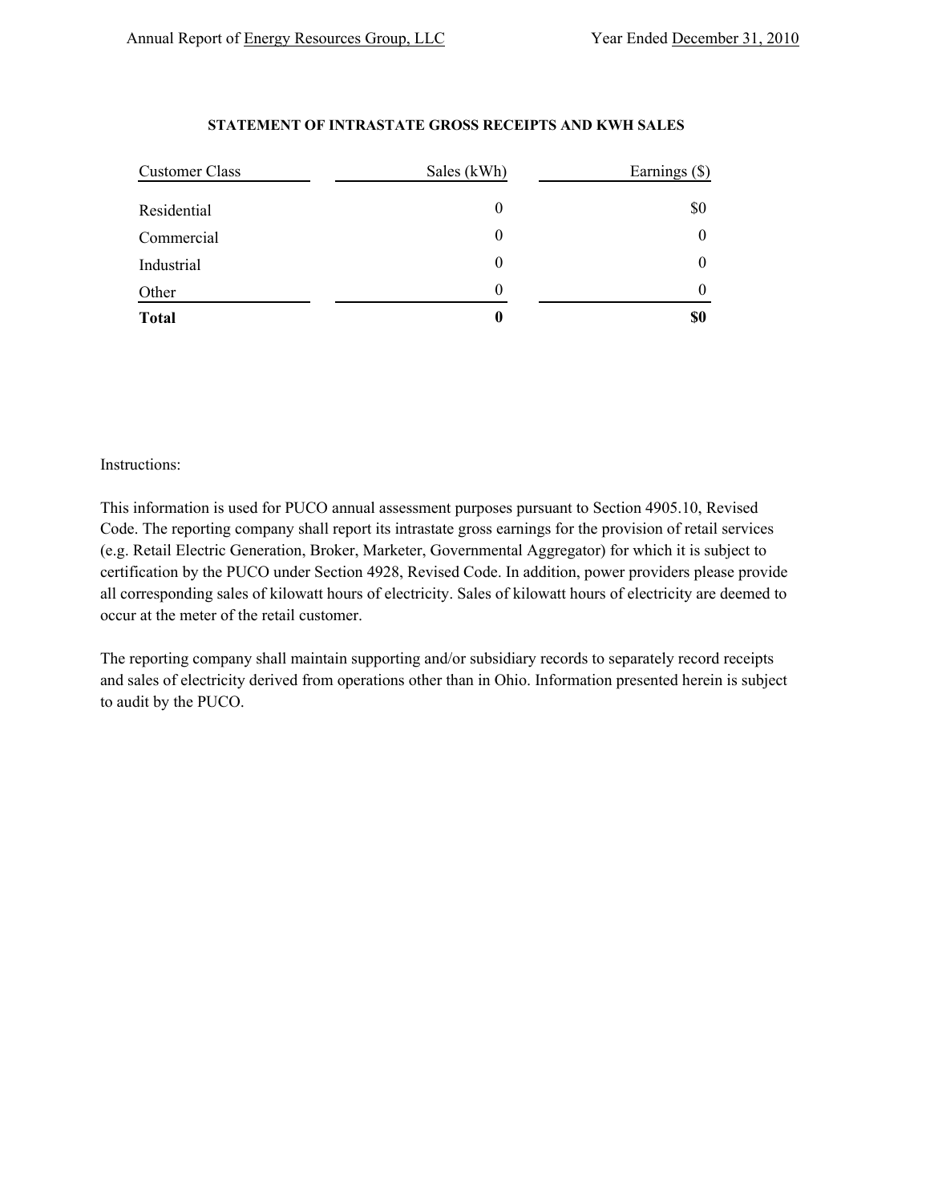## STATEMENT OF INTRASTATE GROSS RECEIPTS AND KWH SALES

| Customer Class | Sales (kWh) | Earnings ($) |
|---|---|---|
| Residential | 0 | $0 |
| Commercial | 0 | 0 |
| Industrial | 0 | 0 |
| Other | 0 | 0 |
| **Total** | **0** | **$0** |

Instructions:

This information is used for PUCO annual assessment purposes pursuant to Section 4905.10, Revised Code. The reporting company shall report its intrastate gross earnings for the provision of retail services (e.g. Retail Electric Generation, Broker, Marketer, Governmental Aggregator) for which it is subject to certification by the PUCO under Section 4928, Revised Code. In addition, power providers please provide all corresponding sales of kilowatt hours of electricity. Sales of kilowatt hours of electricity are deemed to occur at the meter of the retail customer.

The reporting company shall maintain supporting and/or subsidiary records to separately record receipts and sales of electricity derived from operations other than in Ohio. Information presented herein is subject to audit by the PUCO.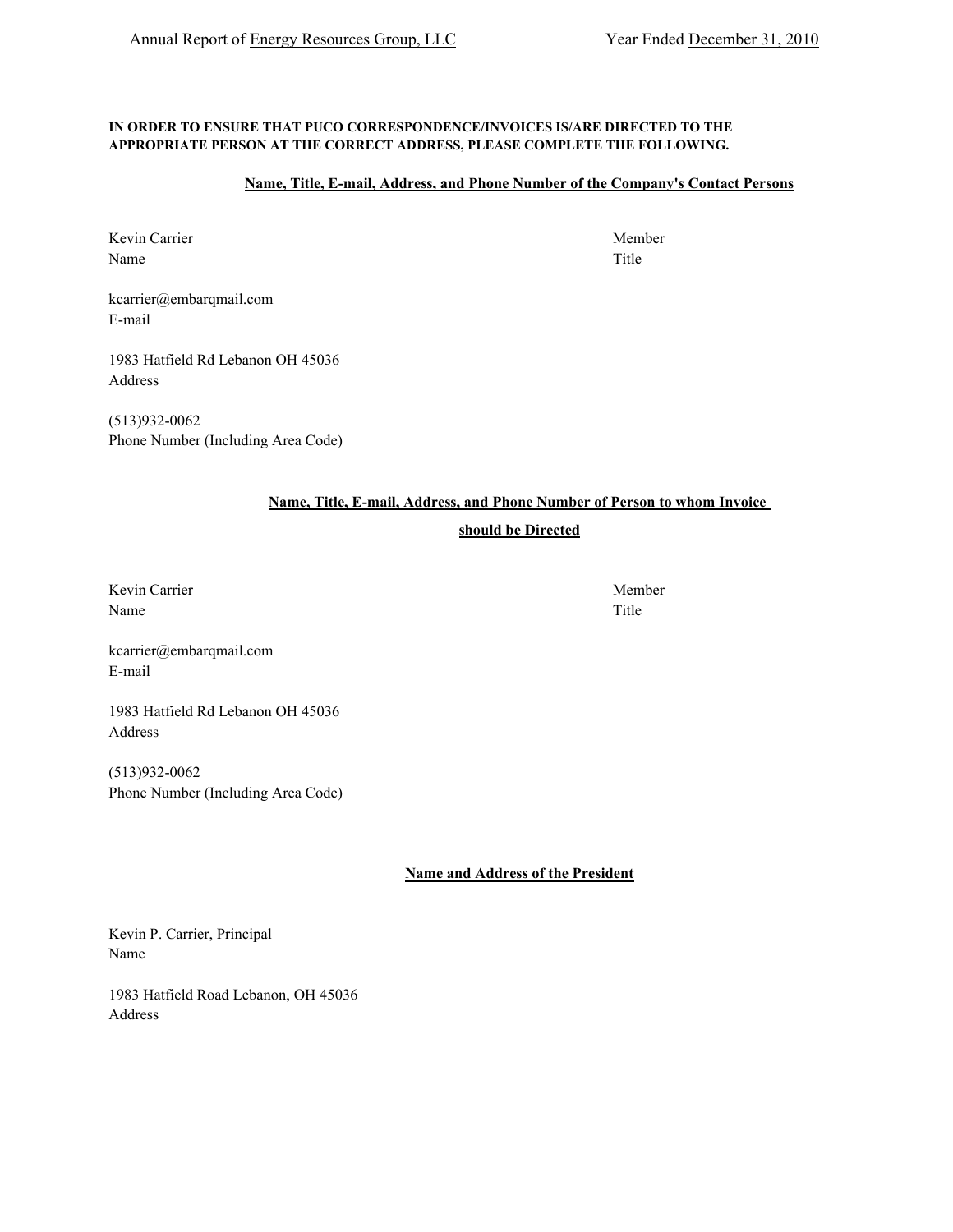**IN ORDER TO ENSURE THAT PUCO CORRESPONDENCE/INVOICES IS/ARE DIRECTED TO THE APPROPRIATE PERSON AT THE CORRECT ADDRESS, PLEASE COMPLETE THE FOLLOWING.**

**Name, Title, E-mail, Address, and Phone Number of the Company's Contact Persons**

| | |
|---|---|
| Kevin Carrier | Member |
| Name | Title |

kcarrier@embarqmail.com
E-mail

1983 Hatfield Rd Lebanon OH 45036
Address

(513)932-0062
Phone Number (Including Area Code)

**Name, Title, E-mail, Address, and Phone Number of Person to whom Invoice should be Directed**

| | |
|---|---|
| Kevin Carrier | Member |
| Name | Title |

kcarrier@embarqmail.com
E-mail

1983 Hatfield Rd Lebanon OH 45036
Address

(513)932-0062
Phone Number (Including Area Code)

**Name and Address of the President**

Kevin P. Carrier, Principal
Name

1983 Hatfield Road Lebanon, OH 45036
Address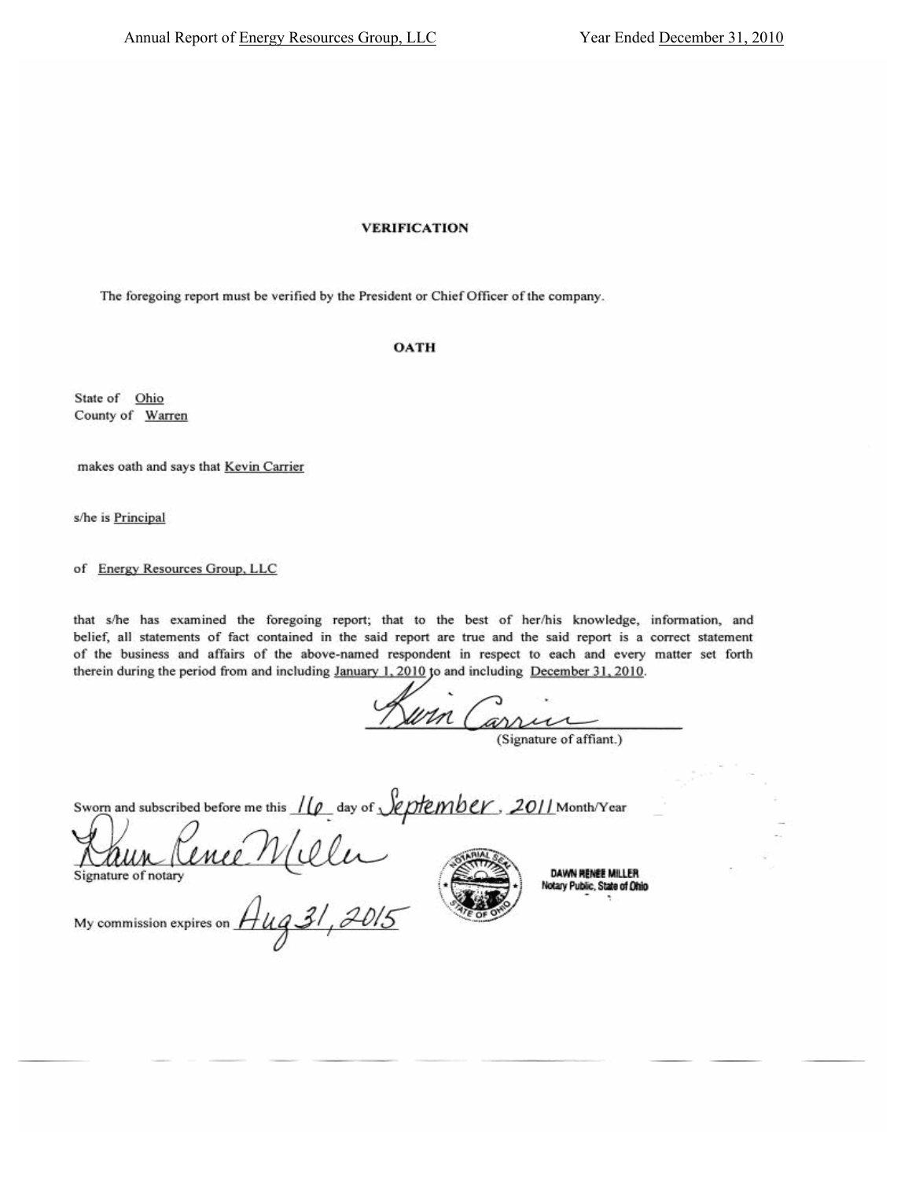## VERIFICATION

The foregoing report must be verified by the President or Chief Officer of the company.

## OATH

State of Ohio
County of Warren

makes oath and says that Kevin Carrier

s/he is Principal

of Energy Resources Group, LLC

that s/he has examined the foregoing report; that to the best of her/his knowledge, information, and belief, all statements of fact contained in the said report are true and the said report is a correct statement of the business and affairs of the above-named respondent in respect to each and every matter set forth therein during the period from and including January 1, 2010 to and including December 31, 2010.

Kevin Carrier
(Signature of affiant.)

Sworn and subscribed before me this 16 day of September, 2011 Month/Year

Dawn Renee Miller
Signature of notary

DAWN RENEE MILLER
Notary Public, State of Ohio

My commission expires on Aug 31, 2015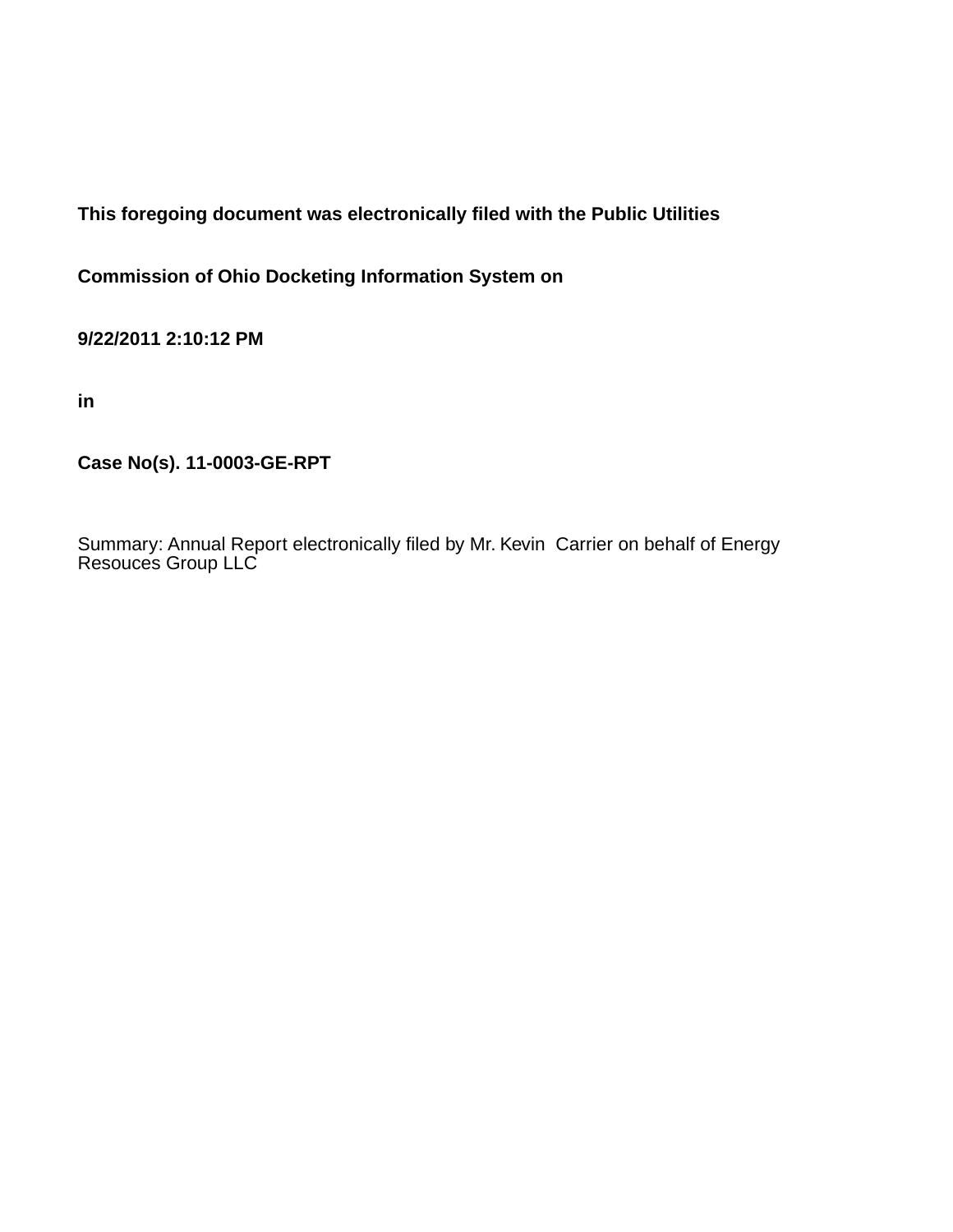**This foregoing document was electronically filed with the Public Utilities**

**Commission of Ohio Docketing Information System on**

**9/22/2011 2:10:12 PM**

**in**

**Case No(s). 11-0003-GE-RPT**

Summary: Annual Report electronically filed by Mr. Kevin Carrier on behalf of Energy Resouces Group LLC